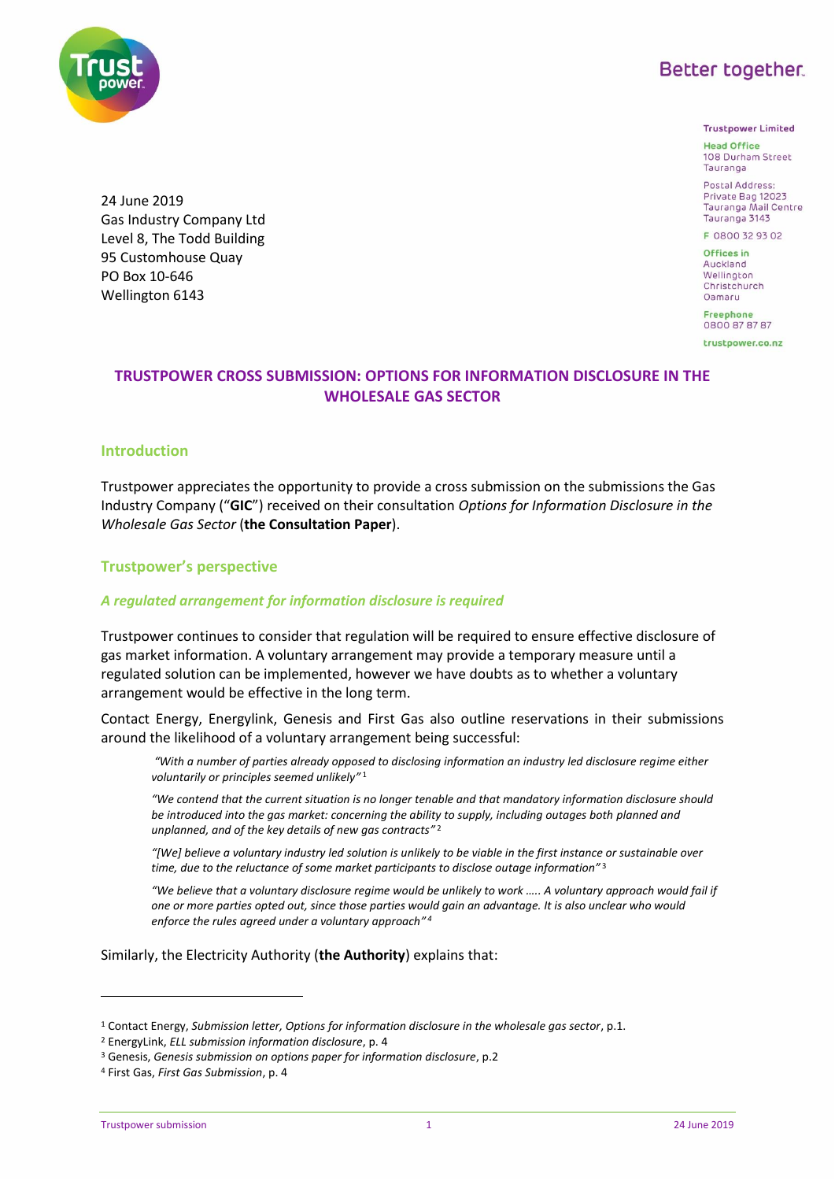Better together.

**Trustpower Limited**

**Head Office**
108 Durham Street
Tauranga

Postal Address:
Private Bag 12023
Tauranga Mail Centre
Tauranga 3143

F 0800 32 93 02

**Offices in**
Auckland
Wellington
Christchurch
Oamaru

**Freephone**
0800 87 87 87

trustpower.co.nz

24 June 2019
Gas Industry Company Ltd
Level 8, The Todd Building
95 Customhouse Quay
PO Box 10-646
Wellington 6143

# TRUSTPOWER CROSS SUBMISSION: OPTIONS FOR INFORMATION DISCLOSURE IN THE WHOLESALE GAS SECTOR

## Introduction

Trustpower appreciates the opportunity to provide a cross submission on the submissions the Gas Industry Company ("**GIC**") received on their consultation *Options for Information Disclosure in the Wholesale Gas Sector* (**the Consultation Paper**).

## Trustpower's perspective

### *A regulated arrangement for information disclosure is required*

Trustpower continues to consider that regulation will be required to ensure effective disclosure of gas market information. A voluntary arrangement may provide a temporary measure until a regulated solution can be implemented, however we have doubts as to whether a voluntary arrangement would be effective in the long term.

Contact Energy, Energylink, Genesis and First Gas also outline reservations in their submissions around the likelihood of a voluntary arrangement being successful:

> *"With a number of parties already opposed to disclosing information an industry led disclosure regime either voluntarily or principles seemed unlikely"* [1]
>
> *"We contend that the current situation is no longer tenable and that mandatory information disclosure should be introduced into the gas market: concerning the ability to supply, including outages both planned and unplanned, and of the key details of new gas contracts"* [2]
>
> *"[We] believe a voluntary industry led solution is unlikely to be viable in the first instance or sustainable over time, due to the reluctance of some market participants to disclose outage information"* [3]
>
> *"We believe that a voluntary disclosure regime would be unlikely to work ….. A voluntary approach would fail if one or more parties opted out, since those parties would gain an advantage. It is also unclear who would enforce the rules agreed under a voluntary approach"* [4]

Similarly, the Electricity Authority (**the Authority**) explains that:

---

[1] Contact Energy, *Submission letter, Options for information disclosure in the wholesale gas sector*, p.1.

[2] EnergyLink, *ELL submission information disclosure*, p. 4

[3] Genesis, *Genesis submission on options paper for information disclosure*, p.2

[4] First Gas, *First Gas Submission*, p. 4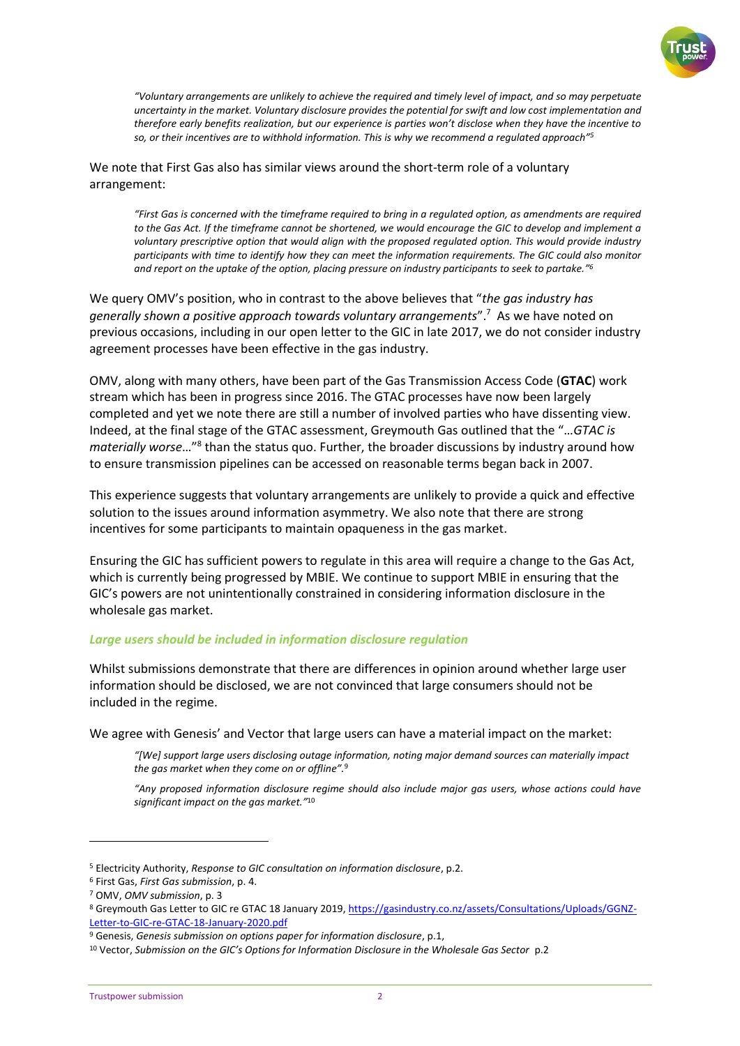> *"Voluntary arrangements are unlikely to achieve the required and timely level of impact, and so may perpetuate uncertainty in the market. Voluntary disclosure provides the potential for swift and low cost implementation and therefore early benefits realization, but our experience is parties won't disclose when they have the incentive to so, or their incentives are to withhold information. This is why we recommend a regulated approach"*[5]

We note that First Gas also has similar views around the short-term role of a voluntary arrangement:

> *"First Gas is concerned with the timeframe required to bring in a regulated option, as amendments are required to the Gas Act. If the timeframe cannot be shortened, we would encourage the GIC to develop and implement a voluntary prescriptive option that would align with the proposed regulated option. This would provide industry participants with time to identify how they can meet the information requirements. The GIC could also monitor and report on the uptake of the option, placing pressure on industry participants to seek to partake."*[6]

We query OMV's position, who in contrast to the above believes that "*the gas industry has generally shown a positive approach towards voluntary arrangements*".[7] As we have noted on previous occasions, including in our open letter to the GIC in late 2017, we do not consider industry agreement processes have been effective in the gas industry.

OMV, along with many others, have been part of the Gas Transmission Access Code (**GTAC**) work stream which has been in progress since 2016. The GTAC processes have now been largely completed and yet we note there are still a number of involved parties who have dissenting view. Indeed, at the final stage of the GTAC assessment, Greymouth Gas outlined that the "…*GTAC is materially worse*…"[8] than the status quo. Further, the broader discussions by industry around how to ensure transmission pipelines can be accessed on reasonable terms began back in 2007.

This experience suggests that voluntary arrangements are unlikely to provide a quick and effective solution to the issues around information asymmetry. We also note that there are strong incentives for some participants to maintain opaqueness in the gas market.

Ensuring the GIC has sufficient powers to regulate in this area will require a change to the Gas Act, which is currently being progressed by MBIE. We continue to support MBIE in ensuring that the GIC's powers are not unintentionally constrained in considering information disclosure in the wholesale gas market.

### *Large users should be included in information disclosure regulation*

Whilst submissions demonstrate that there are differences in opinion around whether large user information should be disclosed, we are not convinced that large consumers should not be included in the regime.

We agree with Genesis' and Vector that large users can have a material impact on the market:

> *"[We] support large users disclosing outage information, noting major demand sources can materially impact the gas market when they come on or offline".*[9]
>
> *"Any proposed information disclosure regime should also include major gas users, whose actions could have significant impact on the gas market."*[10]

---

[5] Electricity Authority, *Response to GIC consultation on information disclosure*, p.2.

[6] First Gas, *First Gas submission*, p. 4.

[7] OMV, *OMV submission*, p. 3

[8] Greymouth Gas Letter to GIC re GTAC 18 January 2019, https://gasindustry.co.nz/assets/Consultations/Uploads/GGNZ-Letter-to-GIC-re-GTAC-18-January-2020.pdf

[9] Genesis, *Genesis submission on options paper for information disclosure*, p.1,

[10] Vector, *Submission on the GIC's Options for Information Disclosure in the Wholesale Gas Sector* p.2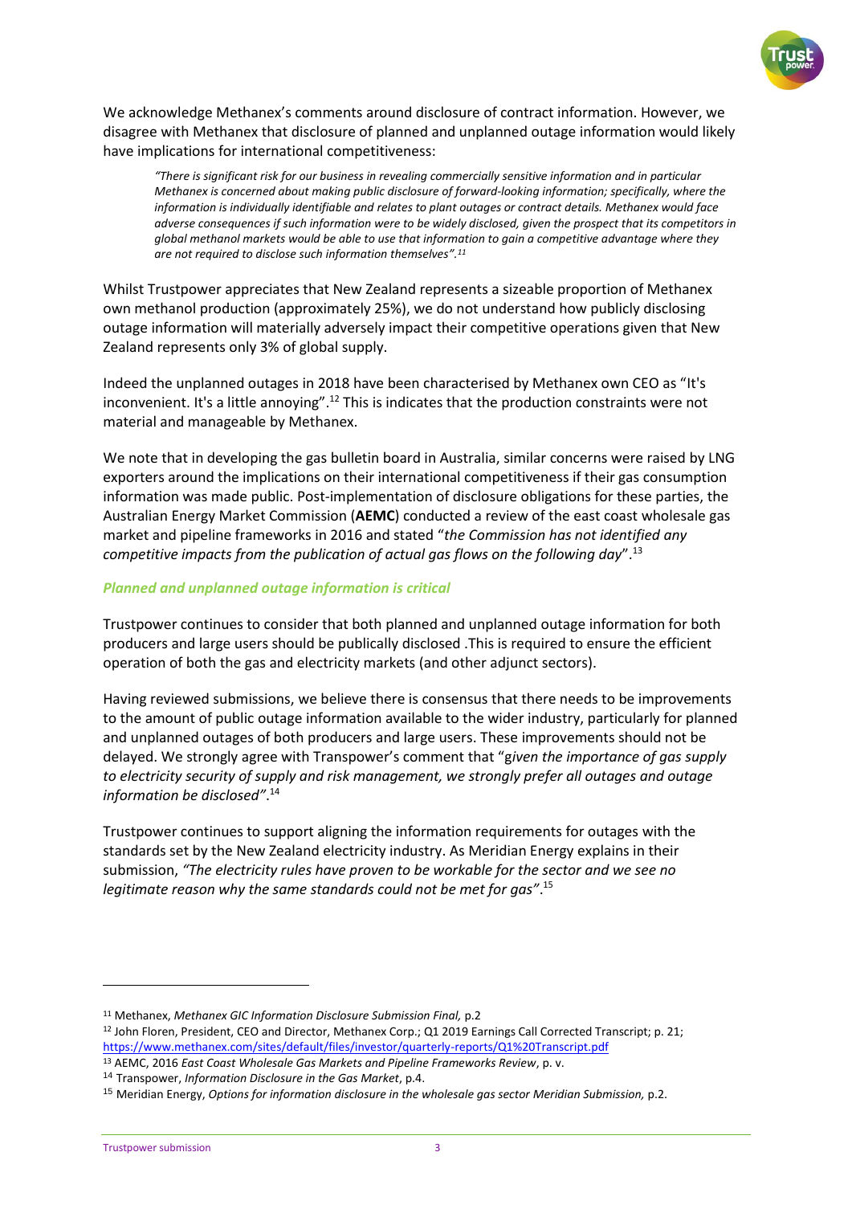We acknowledge Methanex's comments around disclosure of contract information. However, we disagree with Methanex that disclosure of planned and unplanned outage information would likely have implications for international competitiveness:

> *"There is significant risk for our business in revealing commercially sensitive information and in particular Methanex is concerned about making public disclosure of forward-looking information; specifically, where the information is individually identifiable and relates to plant outages or contract details. Methanex would face adverse consequences if such information were to be widely disclosed, given the prospect that its competitors in global methanol markets would be able to use that information to gain a competitive advantage where they are not required to disclose such information themselves".*[11]

Whilst Trustpower appreciates that New Zealand represents a sizeable proportion of Methanex own methanol production (approximately 25%), we do not understand how publicly disclosing outage information will materially adversely impact their competitive operations given that New Zealand represents only 3% of global supply.

Indeed the unplanned outages in 2018 have been characterised by Methanex own CEO as "It's inconvenient. It's a little annoying".[12] This is indicates that the production constraints were not material and manageable by Methanex.

We note that in developing the gas bulletin board in Australia, similar concerns were raised by LNG exporters around the implications on their international competitiveness if their gas consumption information was made public. Post-implementation of disclosure obligations for these parties, the Australian Energy Market Commission (**AEMC**) conducted a review of the east coast wholesale gas market and pipeline frameworks in 2016 and stated "*the Commission has not identified any competitive impacts from the publication of actual gas flows on the following day*".[13]

### *Planned and unplanned outage information is critical*

Trustpower continues to consider that both planned and unplanned outage information for both producers and large users should be publically disclosed .This is required to ensure the efficient operation of both the gas and electricity markets (and other adjunct sectors).

Having reviewed submissions, we believe there is consensus that there needs to be improvements to the amount of public outage information available to the wider industry, particularly for planned and unplanned outages of both producers and large users. These improvements should not be delayed. We strongly agree with Transpower's comment that "*given the importance of gas supply to electricity security of supply and risk management, we strongly prefer all outages and outage information be disclosed"*.[14]

Trustpower continues to support aligning the information requirements for outages with the standards set by the New Zealand electricity industry. As Meridian Energy explains in their submission, *"The electricity rules have proven to be workable for the sector and we see no legitimate reason why the same standards could not be met for gas"*.[15]

---

[11] Methanex, *Methanex GIC Information Disclosure Submission Final,* p.2

[12] John Floren, President, CEO and Director, Methanex Corp.; Q1 2019 Earnings Call Corrected Transcript; p. 21; https://www.methanex.com/sites/default/files/investor/quarterly-reports/Q1%20Transcript.pdf

[13] AEMC, 2016 *East Coast Wholesale Gas Markets and Pipeline Frameworks Review*, p. v.

[14] Transpower, *Information Disclosure in the Gas Market*, p.4.

[15] Meridian Energy, *Options for information disclosure in the wholesale gas sector Meridian Submission,* p.2.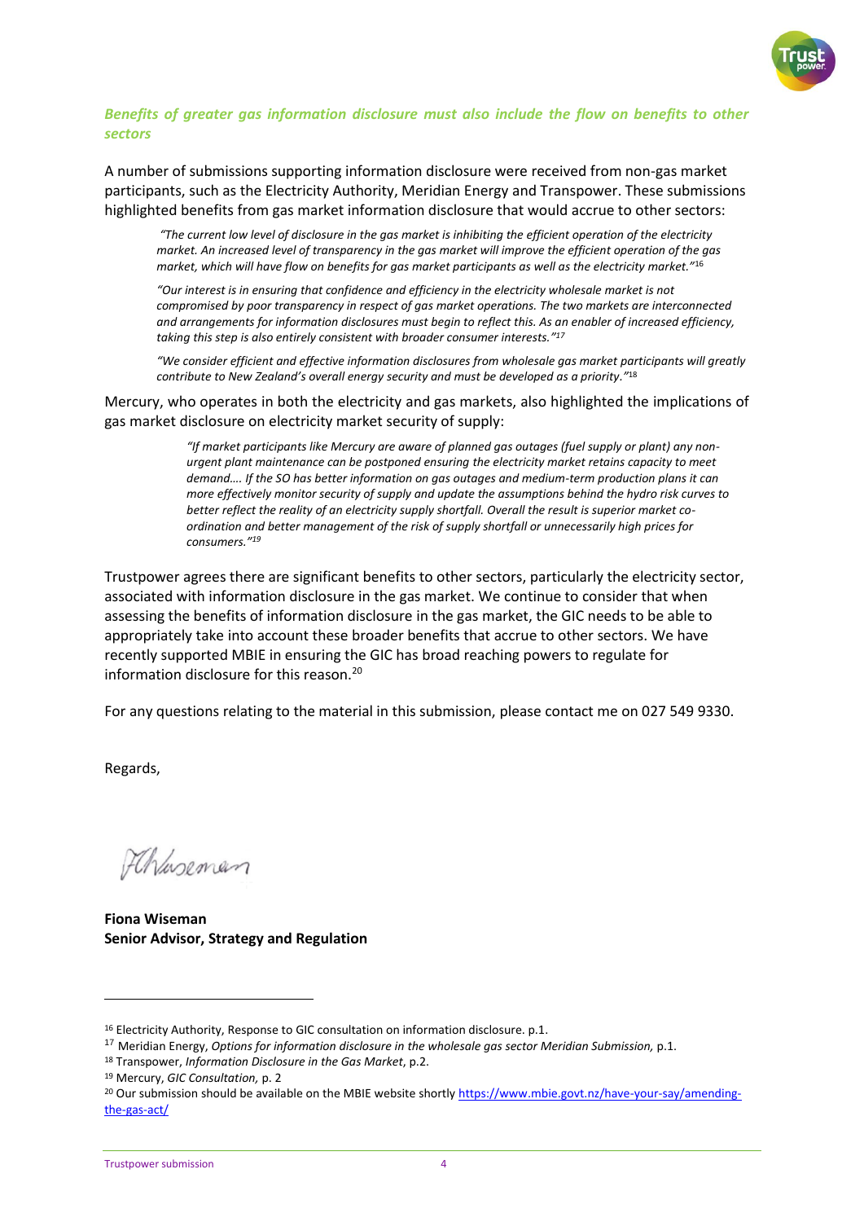***Benefits of greater gas information disclosure must also include the flow on benefits to other sectors***

A number of submissions supporting information disclosure were received from non-gas market participants, such as the Electricity Authority, Meridian Energy and Transpower. These submissions highlighted benefits from gas market information disclosure that would accrue to other sectors:

> *"The current low level of disclosure in the gas market is inhibiting the efficient operation of the electricity market. An increased level of transparency in the gas market will improve the efficient operation of the gas market, which will have flow on benefits for gas market participants as well as the electricity market."*[16]
>
> *"Our interest is in ensuring that confidence and efficiency in the electricity wholesale market is not compromised by poor transparency in respect of gas market operations. The two markets are interconnected and arrangements for information disclosures must begin to reflect this. As an enabler of increased efficiency, taking this step is also entirely consistent with broader consumer interests."*[17]
>
> *"We consider efficient and effective information disclosures from wholesale gas market participants will greatly contribute to New Zealand's overall energy security and must be developed as a priority."*[18]

Mercury, who operates in both the electricity and gas markets, also highlighted the implications of gas market disclosure on electricity market security of supply:

> *"If market participants like Mercury are aware of planned gas outages (fuel supply or plant) any non-urgent plant maintenance can be postponed ensuring the electricity market retains capacity to meet demand…. If the SO has better information on gas outages and medium-term production plans it can more effectively monitor security of supply and update the assumptions behind the hydro risk curves to better reflect the reality of an electricity supply shortfall. Overall the result is superior market co-ordination and better management of the risk of supply shortfall or unnecessarily high prices for consumers."*[19]

Trustpower agrees there are significant benefits to other sectors, particularly the electricity sector, associated with information disclosure in the gas market. We continue to consider that when assessing the benefits of information disclosure in the gas market, the GIC needs to be able to appropriately take into account these broader benefits that accrue to other sectors. We have recently supported MBIE in ensuring the GIC has broad reaching powers to regulate for information disclosure for this reason.[20]

For any questions relating to the material in this submission, please contact me on 027 549 9330.

Regards,

FWiseman

**Fiona Wiseman**
**Senior Advisor, Strategy and Regulation**

---

[16] Electricity Authority, Response to GIC consultation on information disclosure. p.1.

[17] Meridian Energy, *Options for information disclosure in the wholesale gas sector Meridian Submission,* p.1.

[18] Transpower, *Information Disclosure in the Gas Market*, p.2.

[19] Mercury, *GIC Consultation,* p. 2

[20] Our submission should be available on the MBIE website shortly https://www.mbie.govt.nz/have-your-say/amending-the-gas-act/